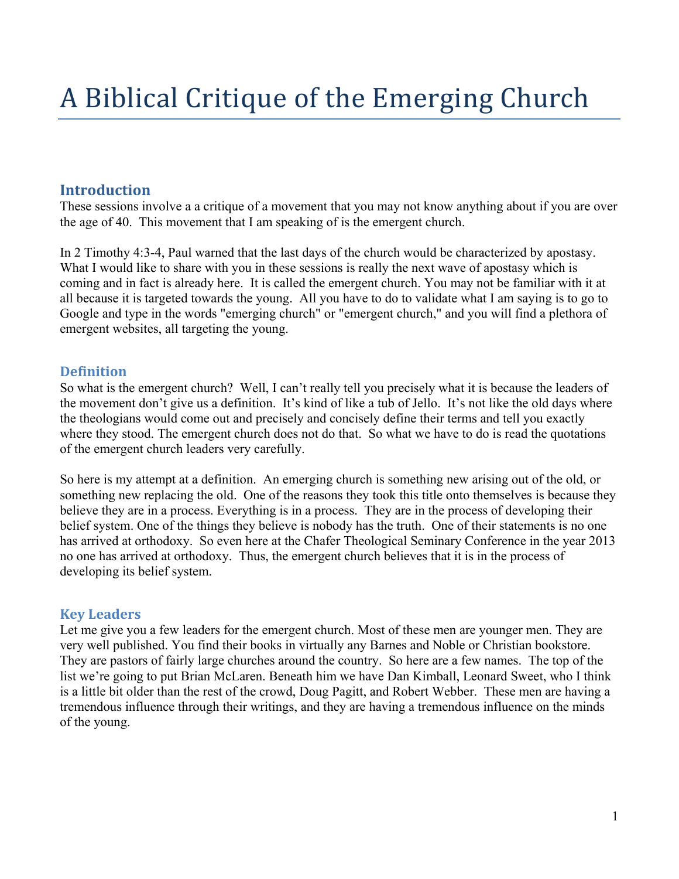# A Biblical Critique of the Emerging Church

## Introduction

These sessions involve a a critique of a movement that you may not know anything about if you are over the age of 40. This movement that I am speaking of is the emergent church.

In 2 Timothy 4:3-4, Paul warned that the last days of the church would be characterized by apostasy. What I would like to share with you in these sessions is really the next wave of apostasy which is coming and in fact is already here. It is called the emergent church. You may not be familiar with it at all because it is targeted towards the young. All you have to do to validate what I am saying is to go to Google and type in the words "emerging church" or "emergent church," and you will find a plethora of emergent websites, all targeting the young.

### Definition

So what is the emergent church? Well, I can't really tell you precisely what it is because the leaders of the movement don't give us a definition. It's kind of like a tub of Jello. It's not like the old days where the theologians would come out and precisely and concisely define their terms and tell you exactly where they stood. The emergent church does not do that. So what we have to do is read the quotations of the emergent church leaders very carefully.

So here is my attempt at a definition. An emerging church is something new arising out of the old, or something new replacing the old. One of the reasons they took this title onto themselves is because they believe they are in a process. Everything is in a process. They are in the process of developing their belief system. One of the things they believe is nobody has the truth. One of their statements is no one has arrived at orthodoxy. So even here at the Chafer Theological Seminary Conference in the year 2013 no one has arrived at orthodoxy. Thus, the emergent church believes that it is in the process of developing its belief system.

### Key Leaders

Let me give you a few leaders for the emergent church. Most of these men are younger men. They are very well published. You find their books in virtually any Barnes and Noble or Christian bookstore. They are pastors of fairly large churches around the country. So here are a few names. The top of the list we're going to put Brian McLaren. Beneath him we have Dan Kimball, Leonard Sweet, who I think is a little bit older than the rest of the crowd, Doug Pagitt, and Robert Webber. These men are having a tremendous influence through their writings, and they are having a tremendous influence on the minds of the young.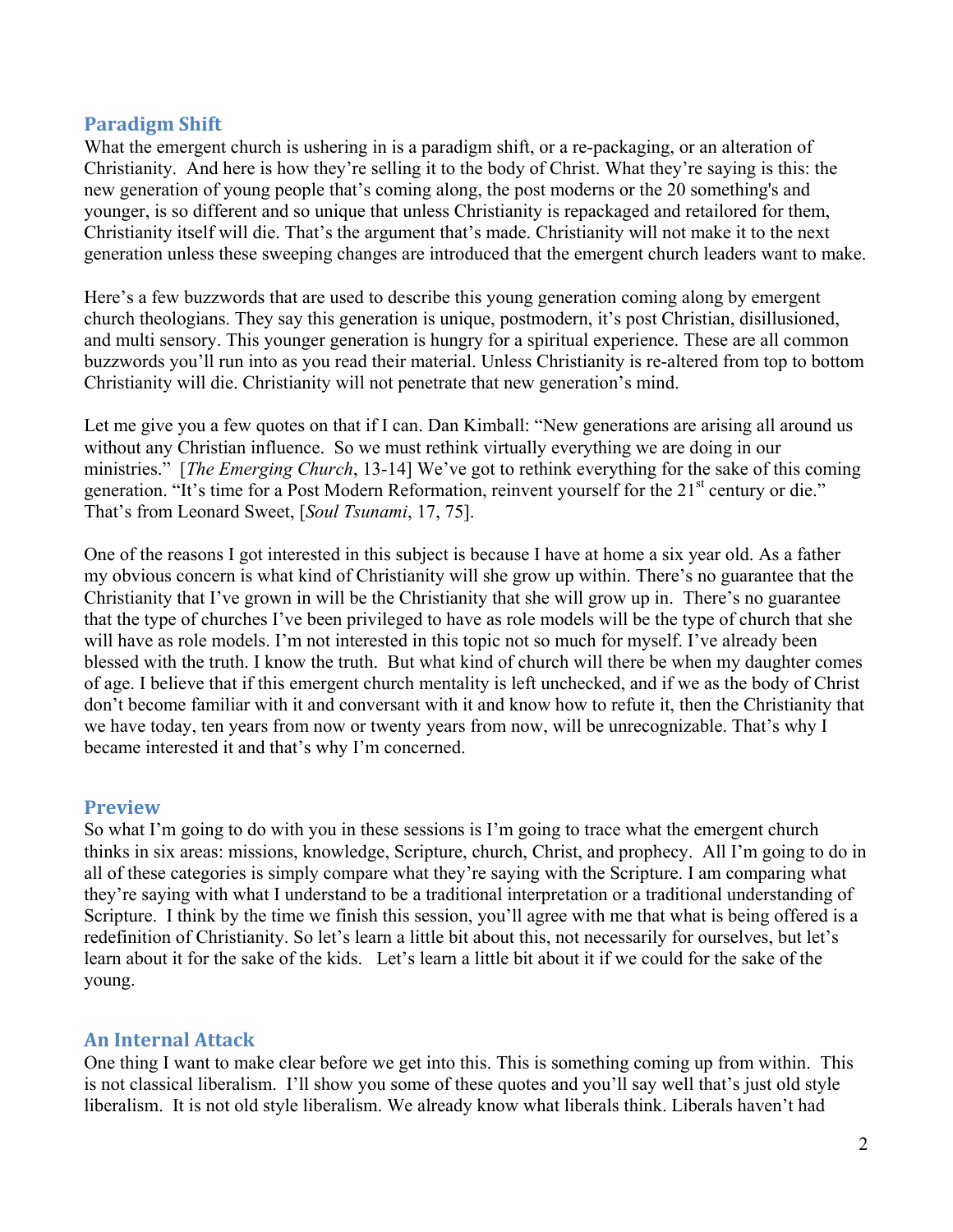## Paradigm Shift

What the emergent church is ushering in is a paradigm shift, or a re-packaging, or an alteration of Christianity. And here is how they're selling it to the body of Christ. What they're saying is this: the new generation of young people that's coming along, the post moderns or the 20 something's and younger, is so different and so unique that unless Christianity is repackaged and retailored for them, Christianity itself will die. That's the argument that's made. Christianity will not make it to the next generation unless these sweeping changes are introduced that the emergent church leaders want to make.

Here's a few buzzwords that are used to describe this young generation coming along by emergent church theologians. They say this generation is unique, postmodern, it's post Christian, disillusioned, and multi sensory. This younger generation is hungry for a spiritual experience. These are all common buzzwords you'll run into as you read their material. Unless Christianity is re-altered from top to bottom Christianity will die. Christianity will not penetrate that new generation's mind.

Let me give you a few quotes on that if I can. Dan Kimball: "New generations are arising all around us without any Christian influence. So we must rethink virtually everything we are doing in our ministries." [*The Emerging Church*, 13-14] We've got to rethink everything for the sake of this coming generation. "It's time for a Post Modern Reformation, reinvent yourself for the 21st century or die." That's from Leonard Sweet, [*Soul Tsunami*, 17, 75].

One of the reasons I got interested in this subject is because I have at home a six year old. As a father my obvious concern is what kind of Christianity will she grow up within. There's no guarantee that the Christianity that I've grown in will be the Christianity that she will grow up in. There's no guarantee that the type of churches I've been privileged to have as role models will be the type of church that she will have as role models. I'm not interested in this topic not so much for myself. I've already been blessed with the truth. I know the truth. But what kind of church will there be when my daughter comes of age. I believe that if this emergent church mentality is left unchecked, and if we as the body of Christ don't become familiar with it and conversant with it and know how to refute it, then the Christianity that we have today, ten years from now or twenty years from now, will be unrecognizable. That's why I became interested it and that's why I'm concerned.

## Preview

So what I'm going to do with you in these sessions is I'm going to trace what the emergent church thinks in six areas: missions, knowledge, Scripture, church, Christ, and prophecy. All I'm going to do in all of these categories is simply compare what they're saying with the Scripture. I am comparing what they're saying with what I understand to be a traditional interpretation or a traditional understanding of Scripture. I think by the time we finish this session, you'll agree with me that what is being offered is a redefinition of Christianity. So let's learn a little bit about this, not necessarily for ourselves, but let's learn about it for the sake of the kids. Let's learn a little bit about it if we could for the sake of the young.

## An Internal Attack

One thing I want to make clear before we get into this. This is something coming up from within. This is not classical liberalism. I'll show you some of these quotes and you'll say well that's just old style liberalism. It is not old style liberalism. We already know what liberals think. Liberals haven't had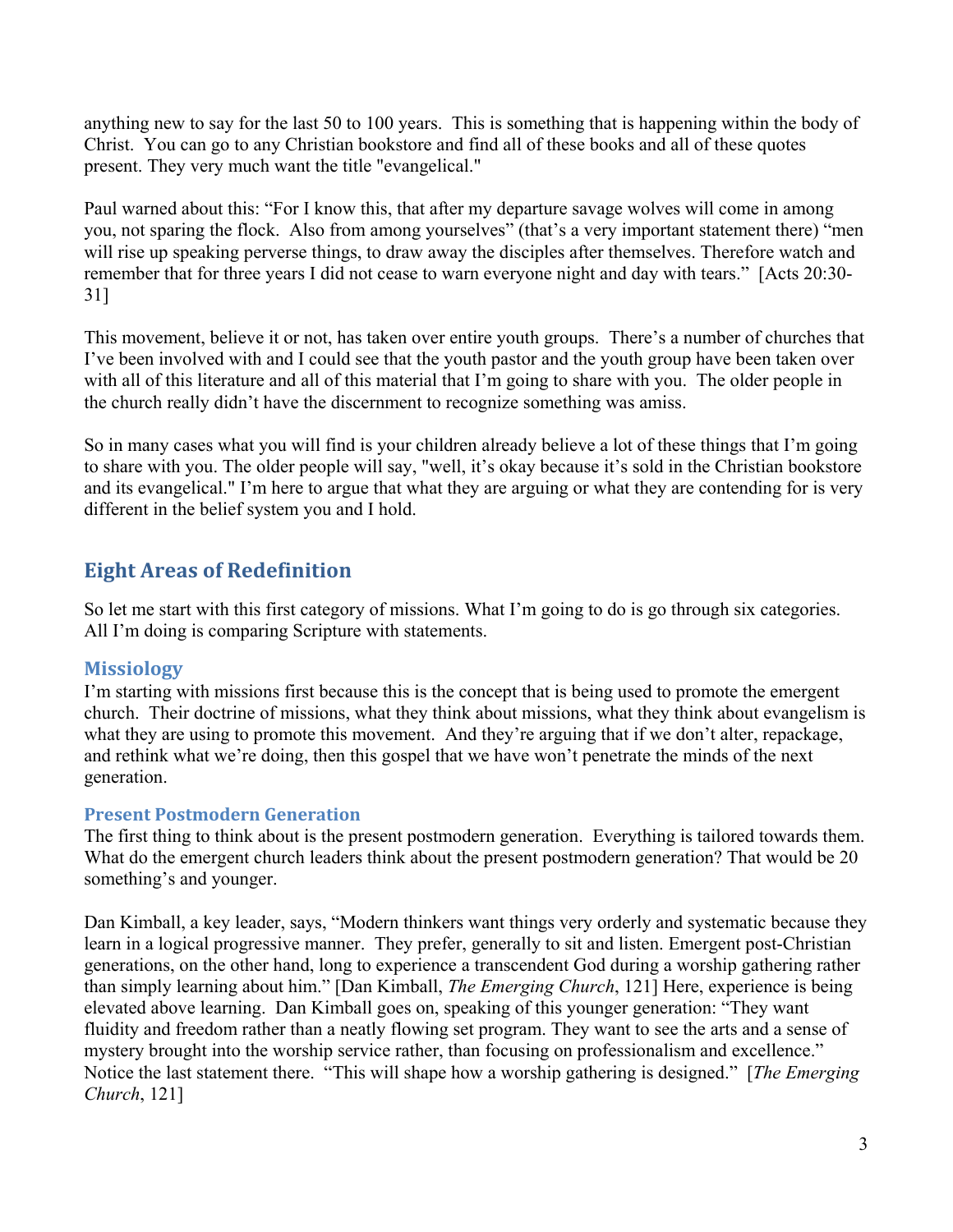anything new to say for the last 50 to 100 years. This is something that is happening within the body of Christ. You can go to any Christian bookstore and find all of these books and all of these quotes present. They very much want the title "evangelical."

Paul warned about this: "For I know this, that after my departure savage wolves will come in among you, not sparing the flock. Also from among yourselves" (that's a very important statement there) "men will rise up speaking perverse things, to draw away the disciples after themselves. Therefore watch and remember that for three years I did not cease to warn everyone night and day with tears." [Acts 20:30-31]

This movement, believe it or not, has taken over entire youth groups. There's a number of churches that I've been involved with and I could see that the youth pastor and the youth group have been taken over with all of this literature and all of this material that I'm going to share with you. The older people in the church really didn't have the discernment to recognize something was amiss.

So in many cases what you will find is your children already believe a lot of these things that I'm going to share with you. The older people will say, "well, it's okay because it's sold in the Christian bookstore and its evangelical." I'm here to argue that what they are arguing or what they are contending for is very different in the belief system you and I hold.

## Eight Areas of Redefinition

So let me start with this first category of missions. What I'm going to do is go through six categories. All I'm doing is comparing Scripture with statements.

### Missiology

I'm starting with missions first because this is the concept that is being used to promote the emergent church. Their doctrine of missions, what they think about missions, what they think about evangelism is what they are using to promote this movement. And they're arguing that if we don't alter, repackage, and rethink what we're doing, then this gospel that we have won't penetrate the minds of the next generation.

#### Present Postmodern Generation

The first thing to think about is the present postmodern generation. Everything is tailored towards them. What do the emergent church leaders think about the present postmodern generation? That would be 20 something's and younger.

Dan Kimball, a key leader, says, "Modern thinkers want things very orderly and systematic because they learn in a logical progressive manner. They prefer, generally to sit and listen. Emergent post-Christian generations, on the other hand, long to experience a transcendent God during a worship gathering rather than simply learning about him." [Dan Kimball, *The Emerging Church*, 121] Here, experience is being elevated above learning. Dan Kimball goes on, speaking of this younger generation: "They want fluidity and freedom rather than a neatly flowing set program. They want to see the arts and a sense of mystery brought into the worship service rather, than focusing on professionalism and excellence." Notice the last statement there. "This will shape how a worship gathering is designed." [*The Emerging Church*, 121]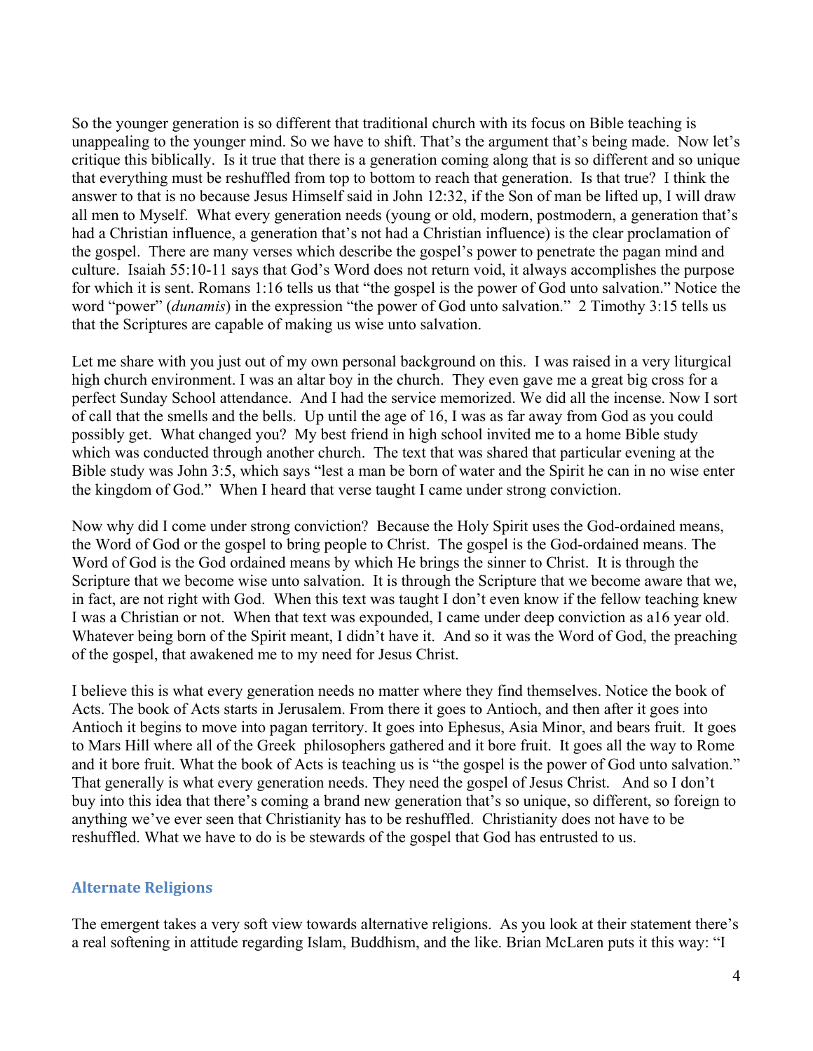So the younger generation is so different that traditional church with its focus on Bible teaching is unappealing to the younger mind. So we have to shift. That's the argument that's being made. Now let's critique this biblically. Is it true that there is a generation coming along that is so different and so unique that everything must be reshuffled from top to bottom to reach that generation. Is that true? I think the answer to that is no because Jesus Himself said in John 12:32, if the Son of man be lifted up, I will draw all men to Myself. What every generation needs (young or old, modern, postmodern, a generation that's had a Christian influence, a generation that's not had a Christian influence) is the clear proclamation of the gospel. There are many verses which describe the gospel's power to penetrate the pagan mind and culture. Isaiah 55:10-11 says that God's Word does not return void, it always accomplishes the purpose for which it is sent. Romans 1:16 tells us that "the gospel is the power of God unto salvation." Notice the word "power" (*dunamis*) in the expression "the power of God unto salvation." 2 Timothy 3:15 tells us that the Scriptures are capable of making us wise unto salvation.

Let me share with you just out of my own personal background on this. I was raised in a very liturgical high church environment. I was an altar boy in the church. They even gave me a great big cross for a perfect Sunday School attendance. And I had the service memorized. We did all the incense. Now I sort of call that the smells and the bells. Up until the age of 16, I was as far away from God as you could possibly get. What changed you? My best friend in high school invited me to a home Bible study which was conducted through another church. The text that was shared that particular evening at the Bible study was John 3:5, which says "lest a man be born of water and the Spirit he can in no wise enter the kingdom of God." When I heard that verse taught I came under strong conviction.

Now why did I come under strong conviction? Because the Holy Spirit uses the God-ordained means, the Word of God or the gospel to bring people to Christ. The gospel is the God-ordained means. The Word of God is the God ordained means by which He brings the sinner to Christ. It is through the Scripture that we become wise unto salvation. It is through the Scripture that we become aware that we, in fact, are not right with God. When this text was taught I don't even know if the fellow teaching knew I was a Christian or not. When that text was expounded, I came under deep conviction as a16 year old. Whatever being born of the Spirit meant, I didn't have it. And so it was the Word of God, the preaching of the gospel, that awakened me to my need for Jesus Christ.

I believe this is what every generation needs no matter where they find themselves. Notice the book of Acts. The book of Acts starts in Jerusalem. From there it goes to Antioch, and then after it goes into Antioch it begins to move into pagan territory. It goes into Ephesus, Asia Minor, and bears fruit. It goes to Mars Hill where all of the Greek philosophers gathered and it bore fruit. It goes all the way to Rome and it bore fruit. What the book of Acts is teaching us is "the gospel is the power of God unto salvation." That generally is what every generation needs. They need the gospel of Jesus Christ. And so I don't buy into this idea that there's coming a brand new generation that's so unique, so different, so foreign to anything we've ever seen that Christianity has to be reshuffled. Christianity does not have to be reshuffled. What we have to do is be stewards of the gospel that God has entrusted to us.

## Alternate Religions

The emergent takes a very soft view towards alternative religions. As you look at their statement there's a real softening in attitude regarding Islam, Buddhism, and the like. Brian McLaren puts it this way: "I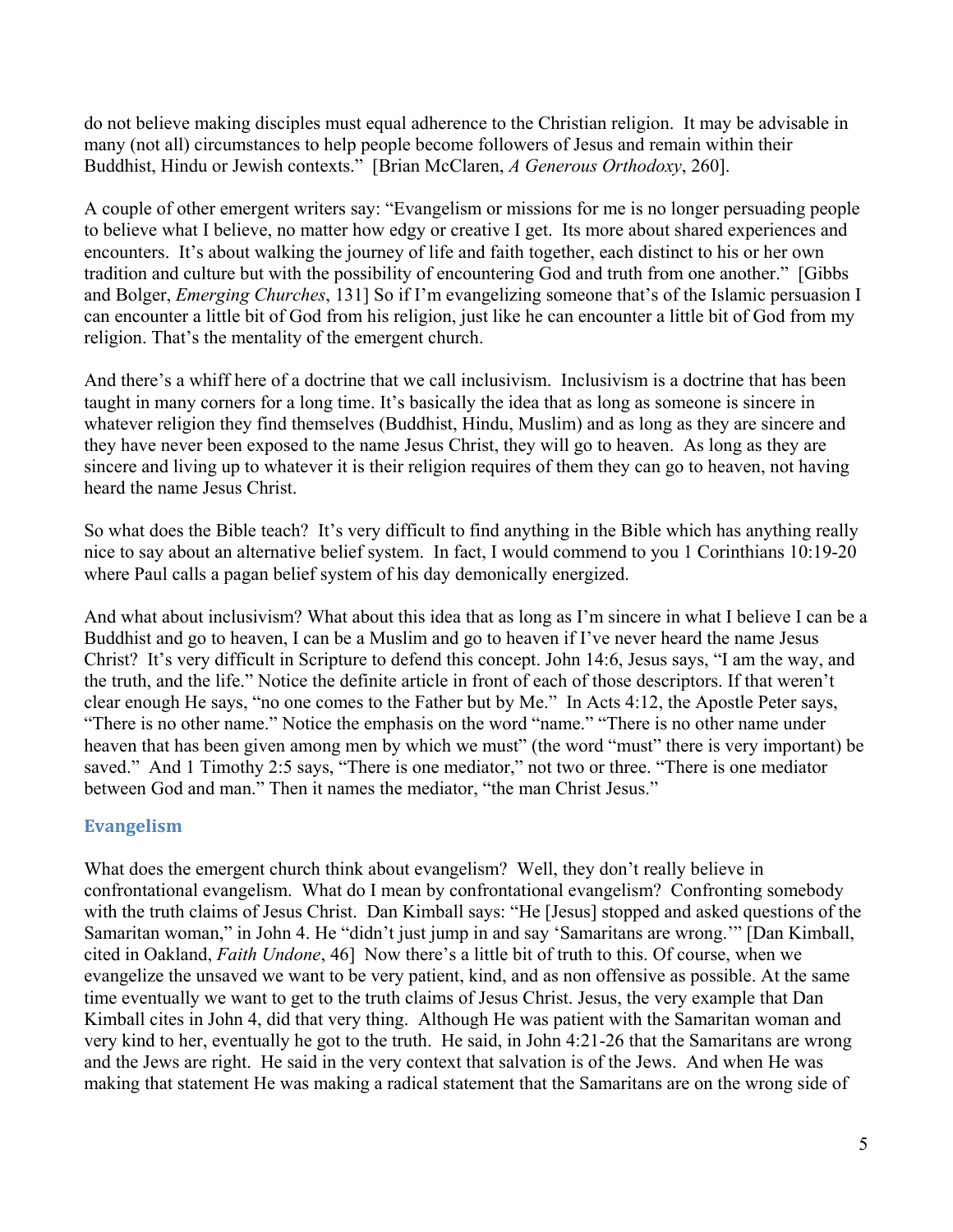do not believe making disciples must equal adherence to the Christian religion. It may be advisable in many (not all) circumstances to help people become followers of Jesus and remain within their Buddhist, Hindu or Jewish contexts." [Brian McClaren, *A Generous Orthodoxy*, 260].

A couple of other emergent writers say: "Evangelism or missions for me is no longer persuading people to believe what I believe, no matter how edgy or creative I get. Its more about shared experiences and encounters. It's about walking the journey of life and faith together, each distinct to his or her own tradition and culture but with the possibility of encountering God and truth from one another." [Gibbs and Bolger, *Emerging Churches*, 131] So if I'm evangelizing someone that's of the Islamic persuasion I can encounter a little bit of God from his religion, just like he can encounter a little bit of God from my religion. That's the mentality of the emergent church.

And there's a whiff here of a doctrine that we call inclusivism. Inclusivism is a doctrine that has been taught in many corners for a long time. It's basically the idea that as long as someone is sincere in whatever religion they find themselves (Buddhist, Hindu, Muslim) and as long as they are sincere and they have never been exposed to the name Jesus Christ, they will go to heaven. As long as they are sincere and living up to whatever it is their religion requires of them they can go to heaven, not having heard the name Jesus Christ.

So what does the Bible teach? It's very difficult to find anything in the Bible which has anything really nice to say about an alternative belief system. In fact, I would commend to you 1 Corinthians 10:19-20 where Paul calls a pagan belief system of his day demonically energized.

And what about inclusivism? What about this idea that as long as I'm sincere in what I believe I can be a Buddhist and go to heaven, I can be a Muslim and go to heaven if I've never heard the name Jesus Christ? It's very difficult in Scripture to defend this concept. John 14:6, Jesus says, "I am the way, and the truth, and the life." Notice the definite article in front of each of those descriptors. If that weren't clear enough He says, "no one comes to the Father but by Me." In Acts 4:12, the Apostle Peter says, "There is no other name." Notice the emphasis on the word "name." "There is no other name under heaven that has been given among men by which we must" (the word "must" there is very important) be saved." And 1 Timothy 2:5 says, "There is one mediator," not two or three. "There is one mediator between God and man." Then it names the mediator, "the man Christ Jesus."

## Evangelism

What does the emergent church think about evangelism? Well, they don't really believe in confrontational evangelism. What do I mean by confrontational evangelism? Confronting somebody with the truth claims of Jesus Christ. Dan Kimball says: "He [Jesus] stopped and asked questions of the Samaritan woman," in John 4. He "didn't just jump in and say 'Samaritans are wrong.'" [Dan Kimball, cited in Oakland, *Faith Undone*, 46] Now there's a little bit of truth to this. Of course, when we evangelize the unsaved we want to be very patient, kind, and as non offensive as possible. At the same time eventually we want to get to the truth claims of Jesus Christ. Jesus, the very example that Dan Kimball cites in John 4, did that very thing. Although He was patient with the Samaritan woman and very kind to her, eventually he got to the truth. He said, in John 4:21-26 that the Samaritans are wrong and the Jews are right. He said in the very context that salvation is of the Jews. And when He was making that statement He was making a radical statement that the Samaritans are on the wrong side of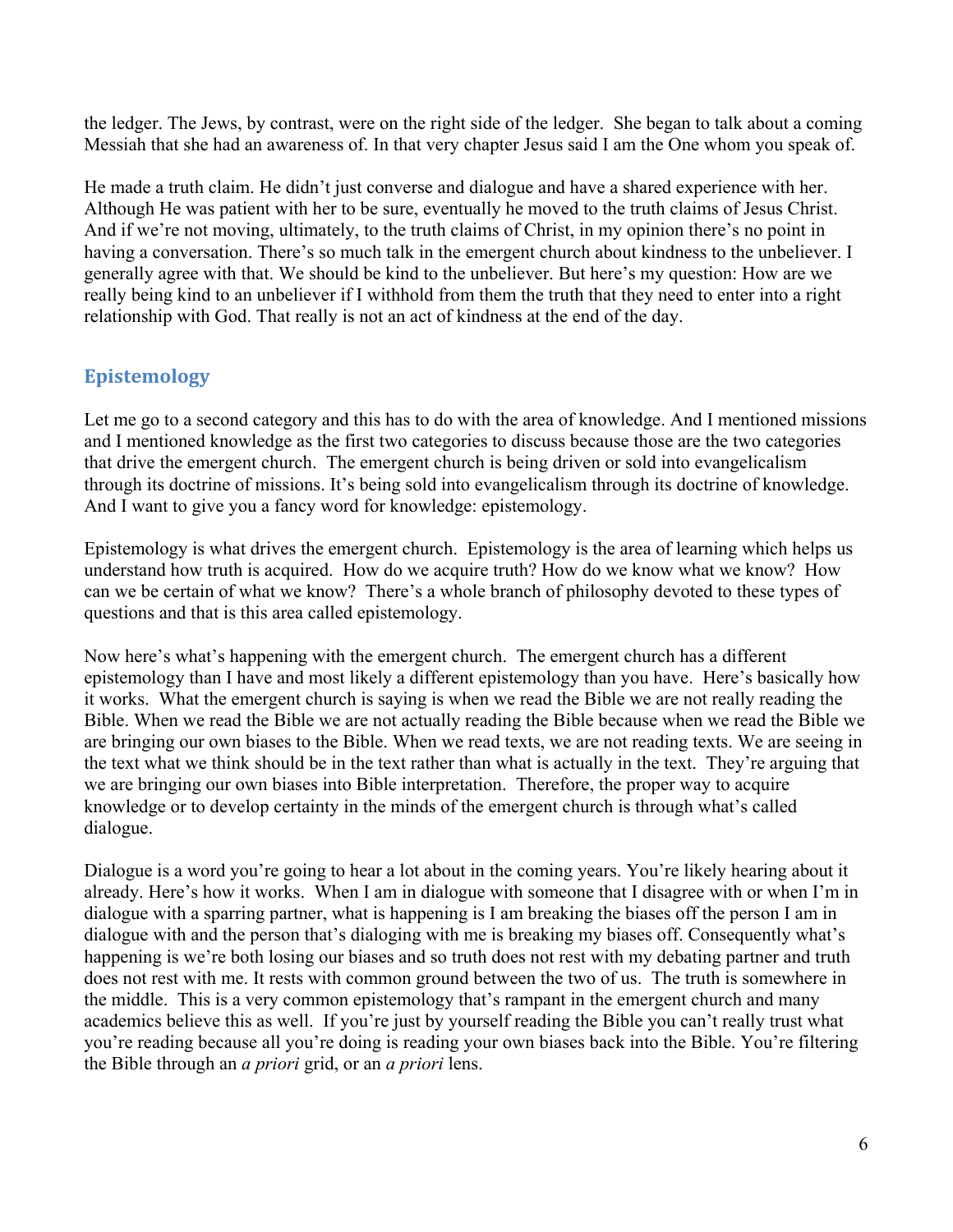the ledger. The Jews, by contrast, were on the right side of the ledger. She began to talk about a coming Messiah that she had an awareness of. In that very chapter Jesus said I am the One whom you speak of.

He made a truth claim. He didn't just converse and dialogue and have a shared experience with her. Although He was patient with her to be sure, eventually he moved to the truth claims of Jesus Christ. And if we're not moving, ultimately, to the truth claims of Christ, in my opinion there's no point in having a conversation. There's so much talk in the emergent church about kindness to the unbeliever. I generally agree with that. We should be kind to the unbeliever. But here's my question: How are we really being kind to an unbeliever if I withhold from them the truth that they need to enter into a right relationship with God. That really is not an act of kindness at the end of the day.

## Epistemology

Let me go to a second category and this has to do with the area of knowledge. And I mentioned missions and I mentioned knowledge as the first two categories to discuss because those are the two categories that drive the emergent church. The emergent church is being driven or sold into evangelicalism through its doctrine of missions. It's being sold into evangelicalism through its doctrine of knowledge. And I want to give you a fancy word for knowledge: epistemology.

Epistemology is what drives the emergent church. Epistemology is the area of learning which helps us understand how truth is acquired. How do we acquire truth? How do we know what we know? How can we be certain of what we know? There's a whole branch of philosophy devoted to these types of questions and that is this area called epistemology.

Now here's what's happening with the emergent church. The emergent church has a different epistemology than I have and most likely a different epistemology than you have. Here's basically how it works. What the emergent church is saying is when we read the Bible we are not really reading the Bible. When we read the Bible we are not actually reading the Bible because when we read the Bible we are bringing our own biases to the Bible. When we read texts, we are not reading texts. We are seeing in the text what we think should be in the text rather than what is actually in the text. They're arguing that we are bringing our own biases into Bible interpretation. Therefore, the proper way to acquire knowledge or to develop certainty in the minds of the emergent church is through what's called dialogue.

Dialogue is a word you're going to hear a lot about in the coming years. You're likely hearing about it already. Here's how it works. When I am in dialogue with someone that I disagree with or when I'm in dialogue with a sparring partner, what is happening is I am breaking the biases off the person I am in dialogue with and the person that's dialoging with me is breaking my biases off. Consequently what's happening is we're both losing our biases and so truth does not rest with my debating partner and truth does not rest with me. It rests with common ground between the two of us. The truth is somewhere in the middle. This is a very common epistemology that's rampant in the emergent church and many academics believe this as well. If you're just by yourself reading the Bible you can't really trust what you're reading because all you're doing is reading your own biases back into the Bible. You're filtering the Bible through an *a priori* grid, or an *a priori* lens.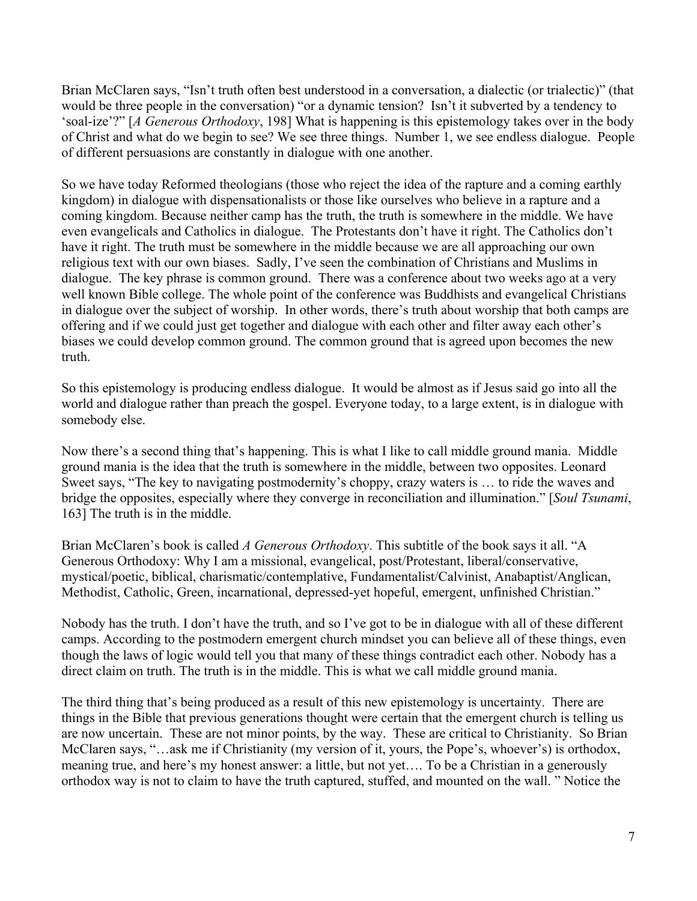Brian McClaren says, "Isn't truth often best understood in a conversation, a dialectic (or trialectic)" (that would be three people in the conversation) "or a dynamic tension? Isn't it subverted by a tendency to 'soal-ize'?" [*A Generous Orthodoxy*, 198] What is happening is this epistemology takes over in the body of Christ and what do we begin to see? We see three things. Number 1, we see endless dialogue. People of different persuasions are constantly in dialogue with one another.

So we have today Reformed theologians (those who reject the idea of the rapture and a coming earthly kingdom) in dialogue with dispensationalists or those like ourselves who believe in a rapture and a coming kingdom. Because neither camp has the truth, the truth is somewhere in the middle. We have even evangelicals and Catholics in dialogue. The Protestants don't have it right. The Catholics don't have it right. The truth must be somewhere in the middle because we are all approaching our own religious text with our own biases. Sadly, I've seen the combination of Christians and Muslims in dialogue. The key phrase is common ground. There was a conference about two weeks ago at a very well known Bible college. The whole point of the conference was Buddhists and evangelical Christians in dialogue over the subject of worship. In other words, there's truth about worship that both camps are offering and if we could just get together and dialogue with each other and filter away each other's biases we could develop common ground. The common ground that is agreed upon becomes the new truth.

So this epistemology is producing endless dialogue. It would be almost as if Jesus said go into all the world and dialogue rather than preach the gospel. Everyone today, to a large extent, is in dialogue with somebody else.

Now there's a second thing that's happening. This is what I like to call middle ground mania. Middle ground mania is the idea that the truth is somewhere in the middle, between two opposites. Leonard Sweet says, "The key to navigating postmodernity's choppy, crazy waters is … to ride the waves and bridge the opposites, especially where they converge in reconciliation and illumination." [*Soul Tsunami*, 163] The truth is in the middle.

Brian McClaren's book is called *A Generous Orthodoxy*. This subtitle of the book says it all. "A Generous Orthodoxy: Why I am a missional, evangelical, post/Protestant, liberal/conservative, mystical/poetic, biblical, charismatic/contemplative, Fundamentalist/Calvinist, Anabaptist/Anglican, Methodist, Catholic, Green, incarnational, depressed-yet hopeful, emergent, unfinished Christian."

Nobody has the truth. I don't have the truth, and so I've got to be in dialogue with all of these different camps. According to the postmodern emergent church mindset you can believe all of these things, even though the laws of logic would tell you that many of these things contradict each other. Nobody has a direct claim on truth. The truth is in the middle. This is what we call middle ground mania.

The third thing that's being produced as a result of this new epistemology is uncertainty. There are things in the Bible that previous generations thought were certain that the emergent church is telling us are now uncertain. These are not minor points, by the way. These are critical to Christianity. So Brian McClaren says, "…ask me if Christianity (my version of it, yours, the Pope's, whoever's) is orthodox, meaning true, and here's my honest answer: a little, but not yet…. To be a Christian in a generously orthodox way is not to claim to have the truth captured, stuffed, and mounted on the wall. " Notice the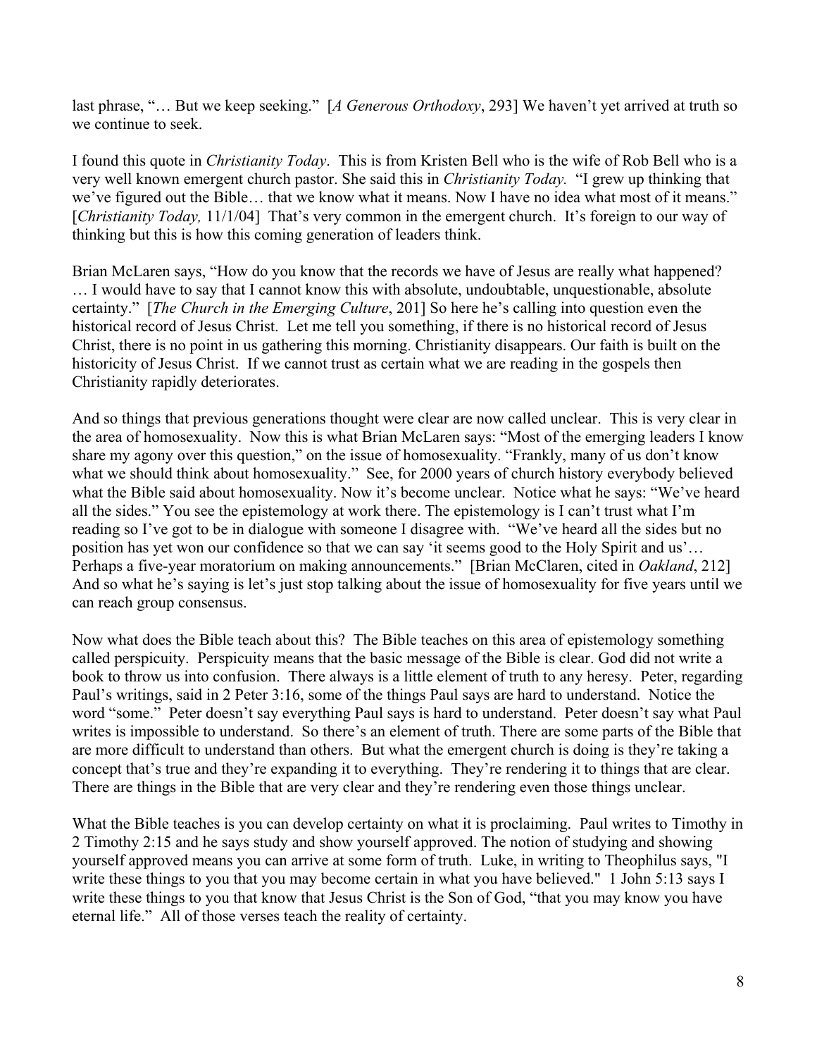last phrase, "… But we keep seeking." [*A Generous Orthodoxy*, 293] We haven't yet arrived at truth so we continue to seek.

I found this quote in *Christianity Today*. This is from Kristen Bell who is the wife of Rob Bell who is a very well known emergent church pastor. She said this in *Christianity Today.* "I grew up thinking that we've figured out the Bible… that we know what it means. Now I have no idea what most of it means." [*Christianity Today,* 11/1/04] That's very common in the emergent church. It's foreign to our way of thinking but this is how this coming generation of leaders think.

Brian McLaren says, "How do you know that the records we have of Jesus are really what happened? … I would have to say that I cannot know this with absolute, undoubtable, unquestionable, absolute certainty." [*The Church in the Emerging Culture*, 201] So here he's calling into question even the historical record of Jesus Christ. Let me tell you something, if there is no historical record of Jesus Christ, there is no point in us gathering this morning. Christianity disappears. Our faith is built on the historicity of Jesus Christ. If we cannot trust as certain what we are reading in the gospels then Christianity rapidly deteriorates.

And so things that previous generations thought were clear are now called unclear. This is very clear in the area of homosexuality. Now this is what Brian McLaren says: "Most of the emerging leaders I know share my agony over this question," on the issue of homosexuality. "Frankly, many of us don't know what we should think about homosexuality." See, for 2000 years of church history everybody believed what the Bible said about homosexuality. Now it's become unclear. Notice what he says: "We've heard all the sides." You see the epistemology at work there. The epistemology is I can't trust what I'm reading so I've got to be in dialogue with someone I disagree with. "We've heard all the sides but no position has yet won our confidence so that we can say 'it seems good to the Holy Spirit and us'… Perhaps a five-year moratorium on making announcements." [Brian McClaren, cited in *Oakland*, 212] And so what he's saying is let's just stop talking about the issue of homosexuality for five years until we can reach group consensus.

Now what does the Bible teach about this? The Bible teaches on this area of epistemology something called perspicuity. Perspicuity means that the basic message of the Bible is clear. God did not write a book to throw us into confusion. There always is a little element of truth to any heresy. Peter, regarding Paul's writings, said in 2 Peter 3:16, some of the things Paul says are hard to understand. Notice the word "some." Peter doesn't say everything Paul says is hard to understand. Peter doesn't say what Paul writes is impossible to understand. So there's an element of truth. There are some parts of the Bible that are more difficult to understand than others. But what the emergent church is doing is they're taking a concept that's true and they're expanding it to everything. They're rendering it to things that are clear. There are things in the Bible that are very clear and they're rendering even those things unclear.

What the Bible teaches is you can develop certainty on what it is proclaiming. Paul writes to Timothy in 2 Timothy 2:15 and he says study and show yourself approved. The notion of studying and showing yourself approved means you can arrive at some form of truth. Luke, in writing to Theophilus says, "I write these things to you that you may become certain in what you have believed." 1 John 5:13 says I write these things to you that know that Jesus Christ is the Son of God, "that you may know you have eternal life." All of those verses teach the reality of certainty.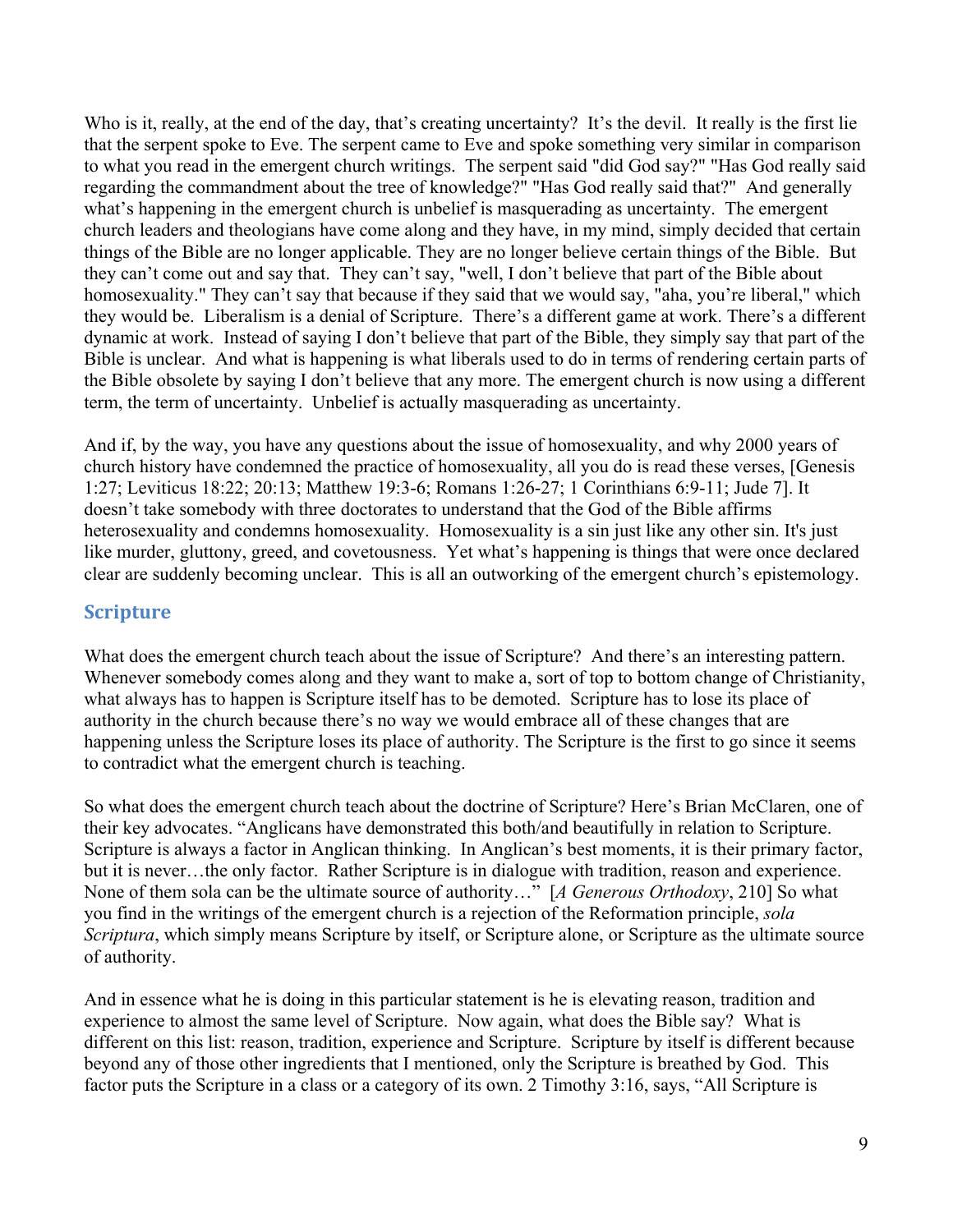Who is it, really, at the end of the day, that's creating uncertainty? It's the devil. It really is the first lie that the serpent spoke to Eve. The serpent came to Eve and spoke something very similar in comparison to what you read in the emergent church writings. The serpent said "did God say?" "Has God really said regarding the commandment about the tree of knowledge?" "Has God really said that?" And generally what's happening in the emergent church is unbelief is masquerading as uncertainty. The emergent church leaders and theologians have come along and they have, in my mind, simply decided that certain things of the Bible are no longer applicable. They are no longer believe certain things of the Bible. But they can't come out and say that. They can't say, "well, I don't believe that part of the Bible about homosexuality." They can't say that because if they said that we would say, "aha, you're liberal," which they would be. Liberalism is a denial of Scripture. There's a different game at work. There's a different dynamic at work. Instead of saying I don't believe that part of the Bible, they simply say that part of the Bible is unclear. And what is happening is what liberals used to do in terms of rendering certain parts of the Bible obsolete by saying I don't believe that any more. The emergent church is now using a different term, the term of uncertainty. Unbelief is actually masquerading as uncertainty.

And if, by the way, you have any questions about the issue of homosexuality, and why 2000 years of church history have condemned the practice of homosexuality, all you do is read these verses, [Genesis 1:27; Leviticus 18:22; 20:13; Matthew 19:3-6; Romans 1:26-27; 1 Corinthians 6:9-11; Jude 7]. It doesn't take somebody with three doctorates to understand that the God of the Bible affirms heterosexuality and condemns homosexuality. Homosexuality is a sin just like any other sin. It's just like murder, gluttony, greed, and covetousness. Yet what's happening is things that were once declared clear are suddenly becoming unclear. This is all an outworking of the emergent church's epistemology.

## Scripture

What does the emergent church teach about the issue of Scripture? And there's an interesting pattern. Whenever somebody comes along and they want to make a, sort of top to bottom change of Christianity, what always has to happen is Scripture itself has to be demoted. Scripture has to lose its place of authority in the church because there's no way we would embrace all of these changes that are happening unless the Scripture loses its place of authority. The Scripture is the first to go since it seems to contradict what the emergent church is teaching.

So what does the emergent church teach about the doctrine of Scripture? Here's Brian McClaren, one of their key advocates. "Anglicans have demonstrated this both/and beautifully in relation to Scripture. Scripture is always a factor in Anglican thinking. In Anglican's best moments, it is their primary factor, but it is never…the only factor. Rather Scripture is in dialogue with tradition, reason and experience. None of them sola can be the ultimate source of authority…" [*A Generous Orthodoxy*, 210] So what you find in the writings of the emergent church is a rejection of the Reformation principle, *sola Scriptura*, which simply means Scripture by itself, or Scripture alone, or Scripture as the ultimate source of authority.

And in essence what he is doing in this particular statement is he is elevating reason, tradition and experience to almost the same level of Scripture. Now again, what does the Bible say? What is different on this list: reason, tradition, experience and Scripture. Scripture by itself is different because beyond any of those other ingredients that I mentioned, only the Scripture is breathed by God. This factor puts the Scripture in a class or a category of its own. 2 Timothy 3:16, says, "All Scripture is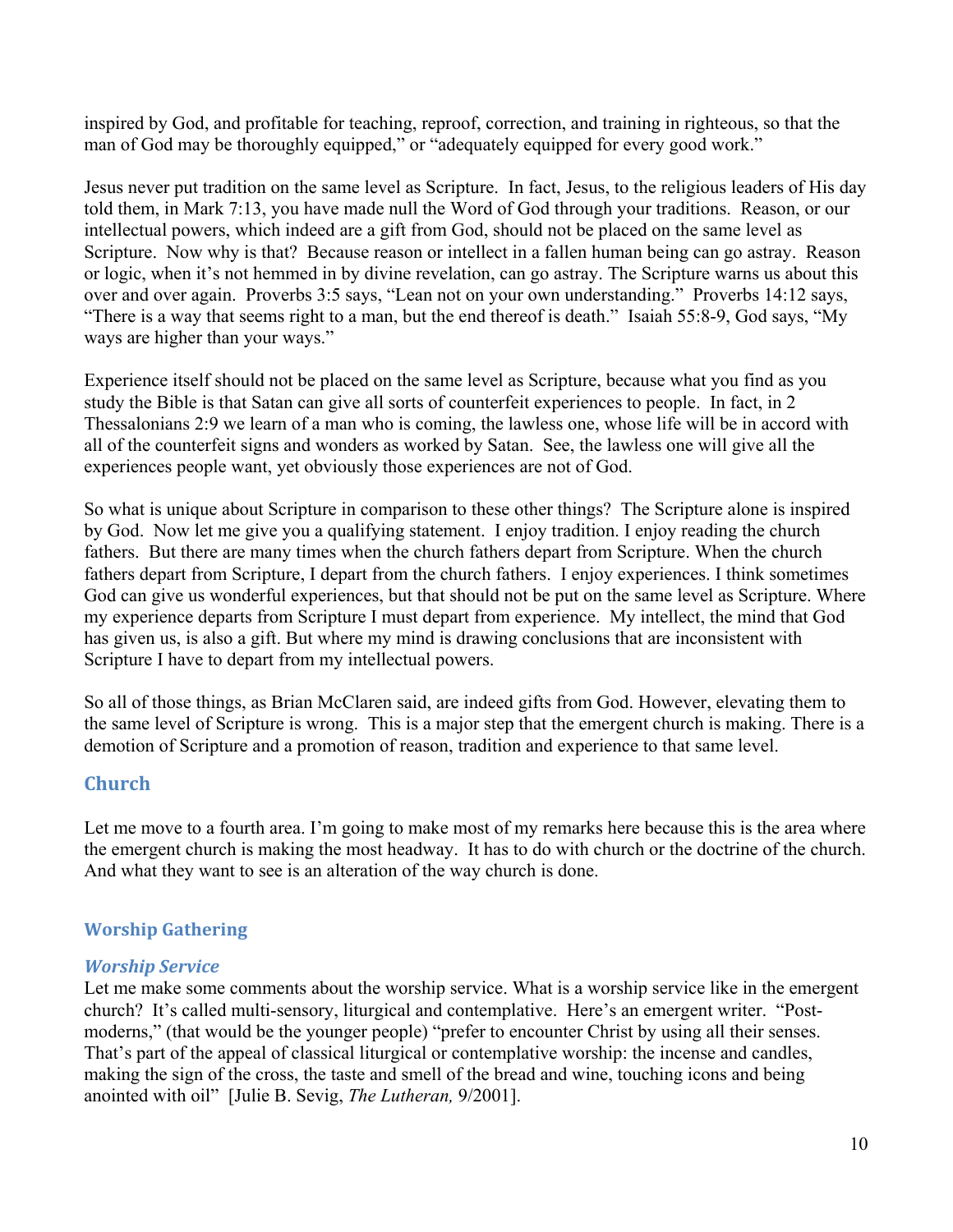inspired by God, and profitable for teaching, reproof, correction, and training in righteous, so that the man of God may be thoroughly equipped," or "adequately equipped for every good work."

Jesus never put tradition on the same level as Scripture. In fact, Jesus, to the religious leaders of His day told them, in Mark 7:13, you have made null the Word of God through your traditions. Reason, or our intellectual powers, which indeed are a gift from God, should not be placed on the same level as Scripture. Now why is that? Because reason or intellect in a fallen human being can go astray. Reason or logic, when it's not hemmed in by divine revelation, can go astray. The Scripture warns us about this over and over again. Proverbs 3:5 says, "Lean not on your own understanding." Proverbs 14:12 says, "There is a way that seems right to a man, but the end thereof is death." Isaiah 55:8-9, God says, "My ways are higher than your ways."

Experience itself should not be placed on the same level as Scripture, because what you find as you study the Bible is that Satan can give all sorts of counterfeit experiences to people. In fact, in 2 Thessalonians 2:9 we learn of a man who is coming, the lawless one, whose life will be in accord with all of the counterfeit signs and wonders as worked by Satan. See, the lawless one will give all the experiences people want, yet obviously those experiences are not of God.

So what is unique about Scripture in comparison to these other things? The Scripture alone is inspired by God. Now let me give you a qualifying statement. I enjoy tradition. I enjoy reading the church fathers. But there are many times when the church fathers depart from Scripture. When the church fathers depart from Scripture, I depart from the church fathers. I enjoy experiences. I think sometimes God can give us wonderful experiences, but that should not be put on the same level as Scripture. Where my experience departs from Scripture I must depart from experience. My intellect, the mind that God has given us, is also a gift. But where my mind is drawing conclusions that are inconsistent with Scripture I have to depart from my intellectual powers.

So all of those things, as Brian McClaren said, are indeed gifts from God. However, elevating them to the same level of Scripture is wrong. This is a major step that the emergent church is making. There is a demotion of Scripture and a promotion of reason, tradition and experience to that same level.

## Church

Let me move to a fourth area. I'm going to make most of my remarks here because this is the area where the emergent church is making the most headway. It has to do with church or the doctrine of the church. And what they want to see is an alteration of the way church is done.

### Worship Gathering

#### *Worship Service*

Let me make some comments about the worship service. What is a worship service like in the emergent church? It's called multi-sensory, liturgical and contemplative. Here's an emergent writer. "Post-moderns," (that would be the younger people) "prefer to encounter Christ by using all their senses. That's part of the appeal of classical liturgical or contemplative worship: the incense and candles, making the sign of the cross, the taste and smell of the bread and wine, touching icons and being anointed with oil" [Julie B. Sevig, *The Lutheran,* 9/2001].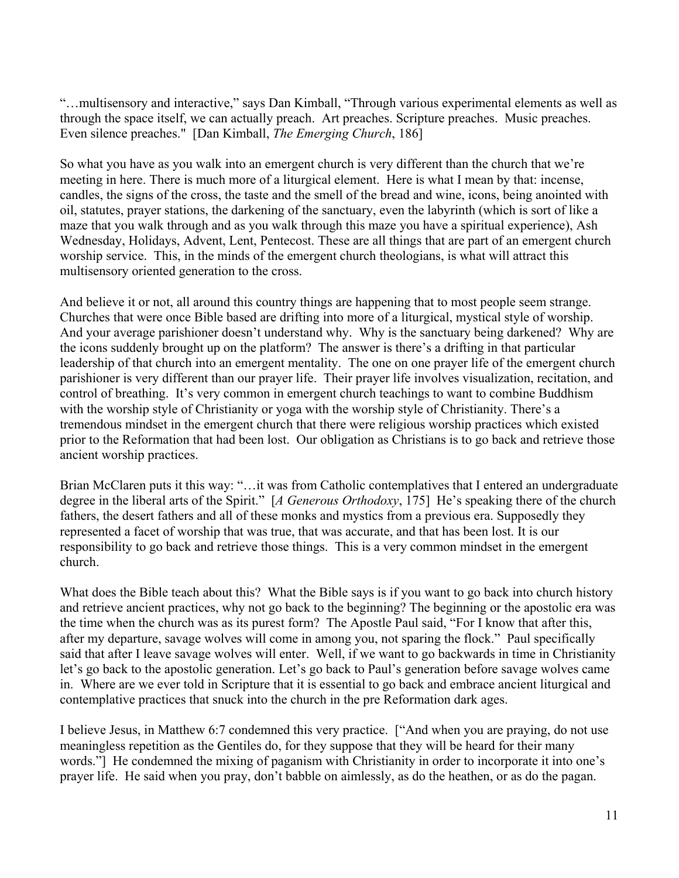"…multisensory and interactive," says Dan Kimball, "Through various experimental elements as well as through the space itself, we can actually preach. Art preaches. Scripture preaches. Music preaches. Even silence preaches." [Dan Kimball, *The Emerging Church*, 186]

So what you have as you walk into an emergent church is very different than the church that we're meeting in here. There is much more of a liturgical element. Here is what I mean by that: incense, candles, the signs of the cross, the taste and the smell of the bread and wine, icons, being anointed with oil, statutes, prayer stations, the darkening of the sanctuary, even the labyrinth (which is sort of like a maze that you walk through and as you walk through this maze you have a spiritual experience), Ash Wednesday, Holidays, Advent, Lent, Pentecost. These are all things that are part of an emergent church worship service. This, in the minds of the emergent church theologians, is what will attract this multisensory oriented generation to the cross.

And believe it or not, all around this country things are happening that to most people seem strange. Churches that were once Bible based are drifting into more of a liturgical, mystical style of worship. And your average parishioner doesn't understand why. Why is the sanctuary being darkened? Why are the icons suddenly brought up on the platform? The answer is there's a drifting in that particular leadership of that church into an emergent mentality. The one on one prayer life of the emergent church parishioner is very different than our prayer life. Their prayer life involves visualization, recitation, and control of breathing. It's very common in emergent church teachings to want to combine Buddhism with the worship style of Christianity or yoga with the worship style of Christianity. There's a tremendous mindset in the emergent church that there were religious worship practices which existed prior to the Reformation that had been lost. Our obligation as Christians is to go back and retrieve those ancient worship practices.

Brian McClaren puts it this way: "…it was from Catholic contemplatives that I entered an undergraduate degree in the liberal arts of the Spirit." [*A Generous Orthodoxy*, 175] He's speaking there of the church fathers, the desert fathers and all of these monks and mystics from a previous era. Supposedly they represented a facet of worship that was true, that was accurate, and that has been lost. It is our responsibility to go back and retrieve those things. This is a very common mindset in the emergent church.

What does the Bible teach about this? What the Bible says is if you want to go back into church history and retrieve ancient practices, why not go back to the beginning? The beginning or the apostolic era was the time when the church was as its purest form? The Apostle Paul said, "For I know that after this, after my departure, savage wolves will come in among you, not sparing the flock." Paul specifically said that after I leave savage wolves will enter. Well, if we want to go backwards in time in Christianity let's go back to the apostolic generation. Let's go back to Paul's generation before savage wolves came in. Where are we ever told in Scripture that it is essential to go back and embrace ancient liturgical and contemplative practices that snuck into the church in the pre Reformation dark ages.

I believe Jesus, in Matthew 6:7 condemned this very practice. ["And when you are praying, do not use meaningless repetition as the Gentiles do, for they suppose that they will be heard for their many words."] He condemned the mixing of paganism with Christianity in order to incorporate it into one's prayer life. He said when you pray, don't babble on aimlessly, as do the heathen, or as do the pagan.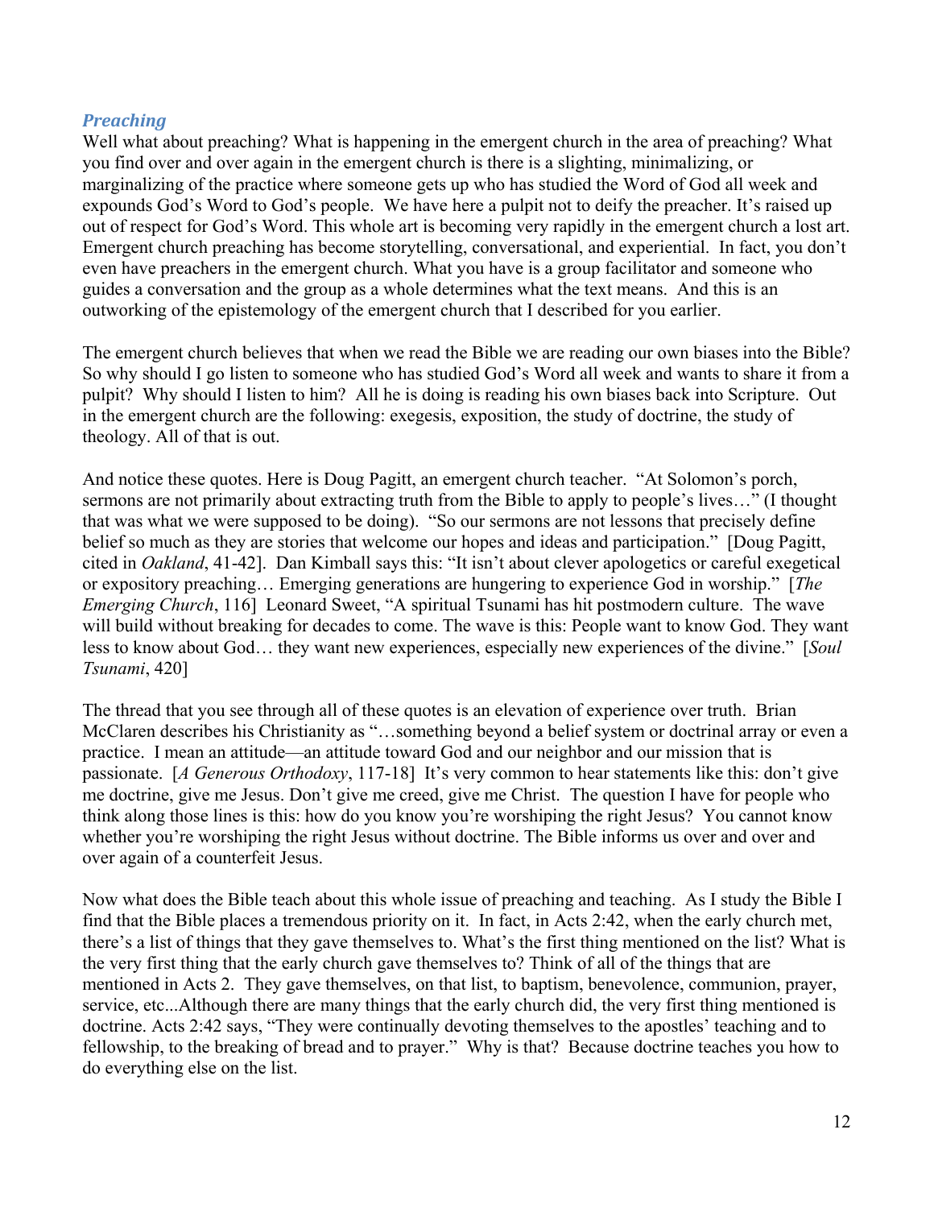### *Preaching*

Well what about preaching? What is happening in the emergent church in the area of preaching? What you find over and over again in the emergent church is there is a slighting, minimalizing, or marginalizing of the practice where someone gets up who has studied the Word of God all week and expounds God's Word to God's people. We have here a pulpit not to deify the preacher. It's raised up out of respect for God's Word. This whole art is becoming very rapidly in the emergent church a lost art. Emergent church preaching has become storytelling, conversational, and experiential. In fact, you don't even have preachers in the emergent church. What you have is a group facilitator and someone who guides a conversation and the group as a whole determines what the text means. And this is an outworking of the epistemology of the emergent church that I described for you earlier.

The emergent church believes that when we read the Bible we are reading our own biases into the Bible? So why should I go listen to someone who has studied God's Word all week and wants to share it from a pulpit? Why should I listen to him? All he is doing is reading his own biases back into Scripture. Out in the emergent church are the following: exegesis, exposition, the study of doctrine, the study of theology. All of that is out.

And notice these quotes. Here is Doug Pagitt, an emergent church teacher. "At Solomon's porch, sermons are not primarily about extracting truth from the Bible to apply to people's lives…" (I thought that was what we were supposed to be doing). "So our sermons are not lessons that precisely define belief so much as they are stories that welcome our hopes and ideas and participation." [Doug Pagitt, cited in *Oakland*, 41-42]. Dan Kimball says this: "It isn't about clever apologetics or careful exegetical or expository preaching… Emerging generations are hungering to experience God in worship." [*The Emerging Church*, 116] Leonard Sweet, "A spiritual Tsunami has hit postmodern culture. The wave will build without breaking for decades to come. The wave is this: People want to know God. They want less to know about God… they want new experiences, especially new experiences of the divine." [*Soul Tsunami*, 420]

The thread that you see through all of these quotes is an elevation of experience over truth. Brian McClaren describes his Christianity as "…something beyond a belief system or doctrinal array or even a practice. I mean an attitude—an attitude toward God and our neighbor and our mission that is passionate. [*A Generous Orthodoxy*, 117-18] It's very common to hear statements like this: don't give me doctrine, give me Jesus. Don't give me creed, give me Christ. The question I have for people who think along those lines is this: how do you know you're worshiping the right Jesus? You cannot know whether you're worshiping the right Jesus without doctrine. The Bible informs us over and over and over again of a counterfeit Jesus.

Now what does the Bible teach about this whole issue of preaching and teaching. As I study the Bible I find that the Bible places a tremendous priority on it. In fact, in Acts 2:42, when the early church met, there's a list of things that they gave themselves to. What's the first thing mentioned on the list? What is the very first thing that the early church gave themselves to? Think of all of the things that are mentioned in Acts 2. They gave themselves, on that list, to baptism, benevolence, communion, prayer, service, etc...Although there are many things that the early church did, the very first thing mentioned is doctrine. Acts 2:42 says, "They were continually devoting themselves to the apostles' teaching and to fellowship, to the breaking of bread and to prayer." Why is that? Because doctrine teaches you how to do everything else on the list.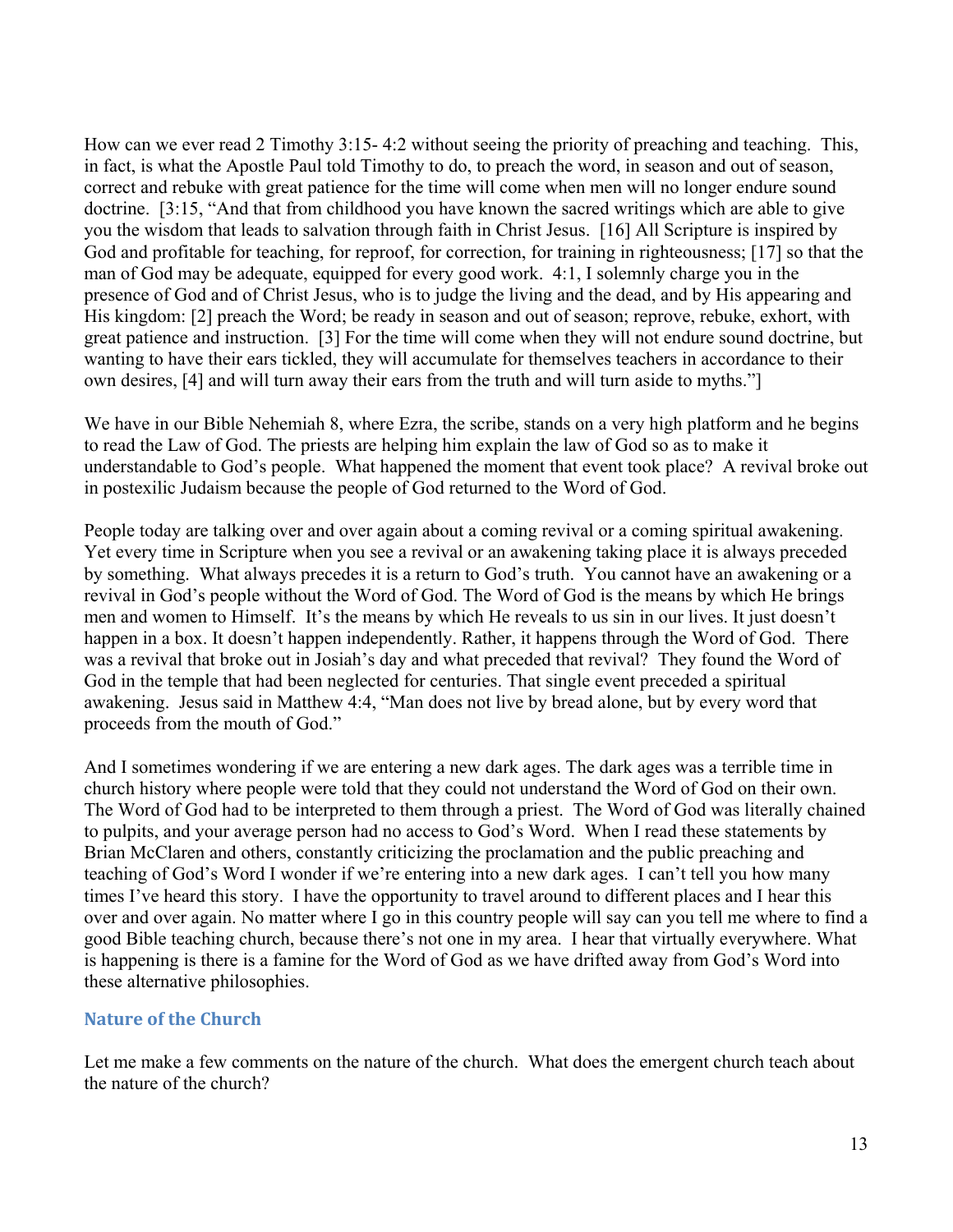How can we ever read 2 Timothy 3:15- 4:2 without seeing the priority of preaching and teaching. This, in fact, is what the Apostle Paul told Timothy to do, to preach the word, in season and out of season, correct and rebuke with great patience for the time will come when men will no longer endure sound doctrine. [3:15, "And that from childhood you have known the sacred writings which are able to give you the wisdom that leads to salvation through faith in Christ Jesus. [16] All Scripture is inspired by God and profitable for teaching, for reproof, for correction, for training in righteousness; [17] so that the man of God may be adequate, equipped for every good work. 4:1, I solemnly charge you in the presence of God and of Christ Jesus, who is to judge the living and the dead, and by His appearing and His kingdom: [2] preach the Word; be ready in season and out of season; reprove, rebuke, exhort, with great patience and instruction. [3] For the time will come when they will not endure sound doctrine, but wanting to have their ears tickled, they will accumulate for themselves teachers in accordance to their own desires, [4] and will turn away their ears from the truth and will turn aside to myths."]

We have in our Bible Nehemiah 8, where Ezra, the scribe, stands on a very high platform and he begins to read the Law of God. The priests are helping him explain the law of God so as to make it understandable to God's people. What happened the moment that event took place? A revival broke out in postexilic Judaism because the people of God returned to the Word of God.

People today are talking over and over again about a coming revival or a coming spiritual awakening. Yet every time in Scripture when you see a revival or an awakening taking place it is always preceded by something. What always precedes it is a return to God's truth. You cannot have an awakening or a revival in God's people without the Word of God. The Word of God is the means by which He brings men and women to Himself. It's the means by which He reveals to us sin in our lives. It just doesn't happen in a box. It doesn't happen independently. Rather, it happens through the Word of God. There was a revival that broke out in Josiah's day and what preceded that revival? They found the Word of God in the temple that had been neglected for centuries. That single event preceded a spiritual awakening. Jesus said in Matthew 4:4, "Man does not live by bread alone, but by every word that proceeds from the mouth of God."

And I sometimes wondering if we are entering a new dark ages. The dark ages was a terrible time in church history where people were told that they could not understand the Word of God on their own. The Word of God had to be interpreted to them through a priest. The Word of God was literally chained to pulpits, and your average person had no access to God's Word. When I read these statements by Brian McClaren and others, constantly criticizing the proclamation and the public preaching and teaching of God's Word I wonder if we're entering into a new dark ages. I can't tell you how many times I've heard this story. I have the opportunity to travel around to different places and I hear this over and over again. No matter where I go in this country people will say can you tell me where to find a good Bible teaching church, because there's not one in my area. I hear that virtually everywhere. What is happening is there is a famine for the Word of God as we have drifted away from God's Word into these alternative philosophies.

### Nature of the Church

Let me make a few comments on the nature of the church. What does the emergent church teach about the nature of the church?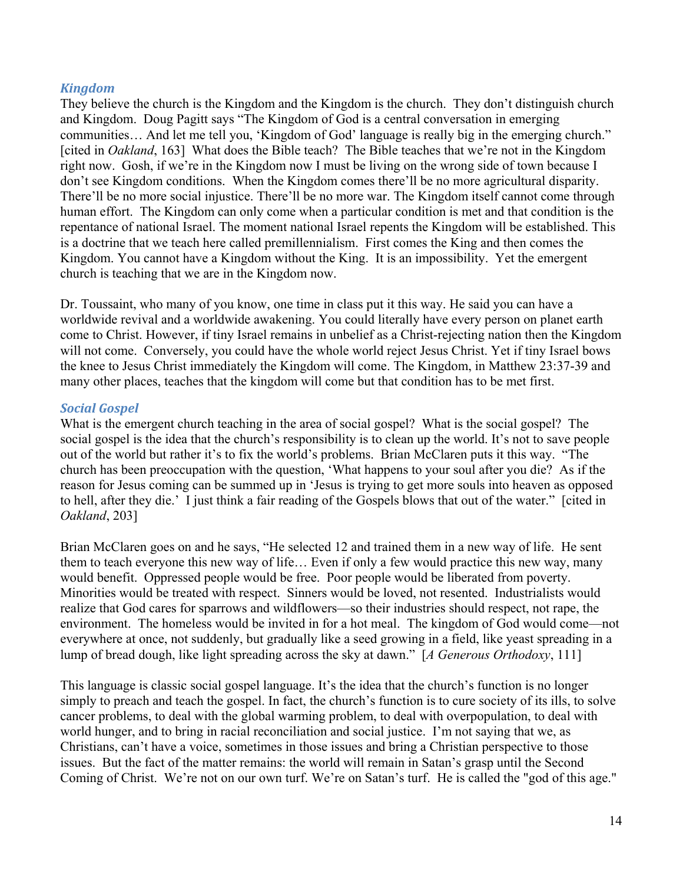### *Kingdom*

They believe the church is the Kingdom and the Kingdom is the church. They don't distinguish church and Kingdom. Doug Pagitt says "The Kingdom of God is a central conversation in emerging communities… And let me tell you, 'Kingdom of God' language is really big in the emerging church." [cited in *Oakland*, 163] What does the Bible teach? The Bible teaches that we're not in the Kingdom right now. Gosh, if we're in the Kingdom now I must be living on the wrong side of town because I don't see Kingdom conditions. When the Kingdom comes there'll be no more agricultural disparity. There'll be no more social injustice. There'll be no more war. The Kingdom itself cannot come through human effort. The Kingdom can only come when a particular condition is met and that condition is the repentance of national Israel. The moment national Israel repents the Kingdom will be established. This is a doctrine that we teach here called premillennialism. First comes the King and then comes the Kingdom. You cannot have a Kingdom without the King. It is an impossibility. Yet the emergent church is teaching that we are in the Kingdom now.

Dr. Toussaint, who many of you know, one time in class put it this way. He said you can have a worldwide revival and a worldwide awakening. You could literally have every person on planet earth come to Christ. However, if tiny Israel remains in unbelief as a Christ-rejecting nation then the Kingdom will not come. Conversely, you could have the whole world reject Jesus Christ. Yet if tiny Israel bows the knee to Jesus Christ immediately the Kingdom will come. The Kingdom, in Matthew 23:37-39 and many other places, teaches that the kingdom will come but that condition has to be met first.

### *Social Gospel*

What is the emergent church teaching in the area of social gospel? What is the social gospel? The social gospel is the idea that the church's responsibility is to clean up the world. It's not to save people out of the world but rather it's to fix the world's problems. Brian McClaren puts it this way. "The church has been preoccupation with the question, 'What happens to your soul after you die? As if the reason for Jesus coming can be summed up in 'Jesus is trying to get more souls into heaven as opposed to hell, after they die.' I just think a fair reading of the Gospels blows that out of the water." [cited in *Oakland*, 203]

Brian McClaren goes on and he says, "He selected 12 and trained them in a new way of life. He sent them to teach everyone this new way of life… Even if only a few would practice this new way, many would benefit. Oppressed people would be free. Poor people would be liberated from poverty. Minorities would be treated with respect. Sinners would be loved, not resented. Industrialists would realize that God cares for sparrows and wildflowers—so their industries should respect, not rape, the environment. The homeless would be invited in for a hot meal. The kingdom of God would come—not everywhere at once, not suddenly, but gradually like a seed growing in a field, like yeast spreading in a lump of bread dough, like light spreading across the sky at dawn." [*A Generous Orthodoxy*, 111]

This language is classic social gospel language. It's the idea that the church's function is no longer simply to preach and teach the gospel. In fact, the church's function is to cure society of its ills, to solve cancer problems, to deal with the global warming problem, to deal with overpopulation, to deal with world hunger, and to bring in racial reconciliation and social justice. I'm not saying that we, as Christians, can't have a voice, sometimes in those issues and bring a Christian perspective to those issues. But the fact of the matter remains: the world will remain in Satan's grasp until the Second Coming of Christ. We're not on our own turf. We're on Satan's turf. He is called the "god of this age."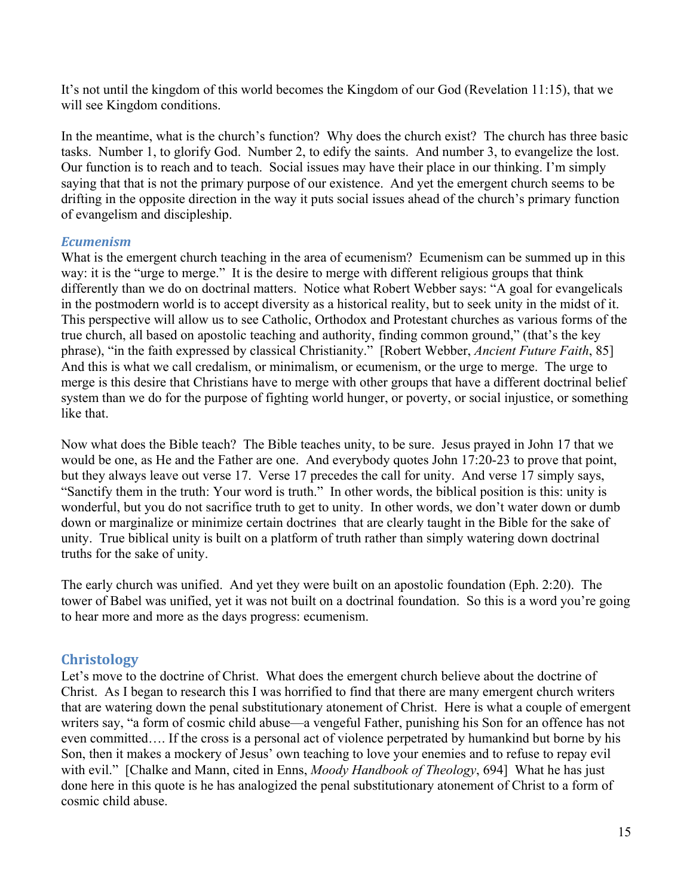It's not until the kingdom of this world becomes the Kingdom of our God (Revelation 11:15), that we will see Kingdom conditions.

In the meantime, what is the church's function? Why does the church exist? The church has three basic tasks. Number 1, to glorify God. Number 2, to edify the saints. And number 3, to evangelize the lost. Our function is to reach and to teach. Social issues may have their place in our thinking. I'm simply saying that that is not the primary purpose of our existence. And yet the emergent church seems to be drifting in the opposite direction in the way it puts social issues ahead of the church's primary function of evangelism and discipleship.

### *Ecumenism*

What is the emergent church teaching in the area of ecumenism? Ecumenism can be summed up in this way: it is the "urge to merge." It is the desire to merge with different religious groups that think differently than we do on doctrinal matters. Notice what Robert Webber says: "A goal for evangelicals in the postmodern world is to accept diversity as a historical reality, but to seek unity in the midst of it. This perspective will allow us to see Catholic, Orthodox and Protestant churches as various forms of the true church, all based on apostolic teaching and authority, finding common ground," (that's the key phrase), "in the faith expressed by classical Christianity." [Robert Webber, *Ancient Future Faith*, 85] And this is what we call credalism, or minimalism, or ecumenism, or the urge to merge. The urge to merge is this desire that Christians have to merge with other groups that have a different doctrinal belief system than we do for the purpose of fighting world hunger, or poverty, or social injustice, or something like that.

Now what does the Bible teach? The Bible teaches unity, to be sure. Jesus prayed in John 17 that we would be one, as He and the Father are one. And everybody quotes John 17:20-23 to prove that point, but they always leave out verse 17. Verse 17 precedes the call for unity. And verse 17 simply says, "Sanctify them in the truth: Your word is truth." In other words, the biblical position is this: unity is wonderful, but you do not sacrifice truth to get to unity. In other words, we don't water down or dumb down or marginalize or minimize certain doctrines that are clearly taught in the Bible for the sake of unity. True biblical unity is built on a platform of truth rather than simply watering down doctrinal truths for the sake of unity.

The early church was unified. And yet they were built on an apostolic foundation (Eph. 2:20). The tower of Babel was unified, yet it was not built on a doctrinal foundation. So this is a word you're going to hear more and more as the days progress: ecumenism.

## Christology

Let's move to the doctrine of Christ. What does the emergent church believe about the doctrine of Christ. As I began to research this I was horrified to find that there are many emergent church writers that are watering down the penal substitutionary atonement of Christ. Here is what a couple of emergent writers say, "a form of cosmic child abuse—a vengeful Father, punishing his Son for an offence has not even committed…. If the cross is a personal act of violence perpetrated by humankind but borne by his Son, then it makes a mockery of Jesus' own teaching to love your enemies and to refuse to repay evil with evil." [Chalke and Mann, cited in Enns, *Moody Handbook of Theology*, 694] What he has just done here in this quote is he has analogized the penal substitutionary atonement of Christ to a form of cosmic child abuse.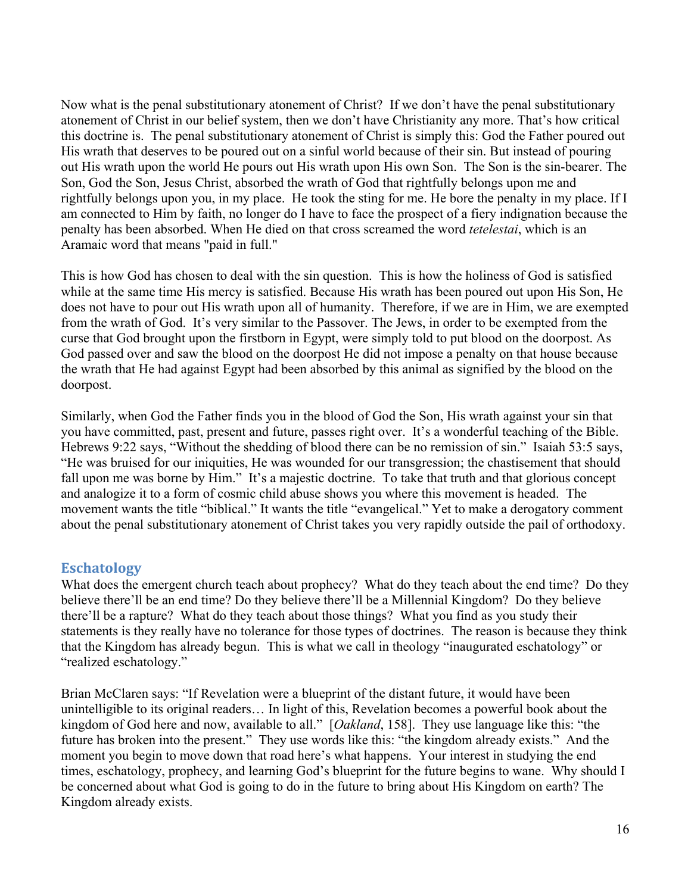Now what is the penal substitutionary atonement of Christ? If we don't have the penal substitutionary atonement of Christ in our belief system, then we don't have Christianity any more. That's how critical this doctrine is. The penal substitutionary atonement of Christ is simply this: God the Father poured out His wrath that deserves to be poured out on a sinful world because of their sin. But instead of pouring out His wrath upon the world He pours out His wrath upon His own Son. The Son is the sin-bearer. The Son, God the Son, Jesus Christ, absorbed the wrath of God that rightfully belongs upon me and rightfully belongs upon you, in my place. He took the sting for me. He bore the penalty in my place. If I am connected to Him by faith, no longer do I have to face the prospect of a fiery indignation because the penalty has been absorbed. When He died on that cross screamed the word *tetelestai*, which is an Aramaic word that means "paid in full."

This is how God has chosen to deal with the sin question. This is how the holiness of God is satisfied while at the same time His mercy is satisfied. Because His wrath has been poured out upon His Son, He does not have to pour out His wrath upon all of humanity. Therefore, if we are in Him, we are exempted from the wrath of God. It's very similar to the Passover. The Jews, in order to be exempted from the curse that God brought upon the firstborn in Egypt, were simply told to put blood on the doorpost. As God passed over and saw the blood on the doorpost He did not impose a penalty on that house because the wrath that He had against Egypt had been absorbed by this animal as signified by the blood on the doorpost.

Similarly, when God the Father finds you in the blood of God the Son, His wrath against your sin that you have committed, past, present and future, passes right over. It's a wonderful teaching of the Bible. Hebrews 9:22 says, "Without the shedding of blood there can be no remission of sin." Isaiah 53:5 says, "He was bruised for our iniquities, He was wounded for our transgression; the chastisement that should fall upon me was borne by Him." It's a majestic doctrine. To take that truth and that glorious concept and analogize it to a form of cosmic child abuse shows you where this movement is headed. The movement wants the title "biblical." It wants the title "evangelical." Yet to make a derogatory comment about the penal substitutionary atonement of Christ takes you very rapidly outside the pail of orthodoxy.

## Eschatology

What does the emergent church teach about prophecy? What do they teach about the end time? Do they believe there'll be an end time? Do they believe there'll be a Millennial Kingdom? Do they believe there'll be a rapture? What do they teach about those things? What you find as you study their statements is they really have no tolerance for those types of doctrines. The reason is because they think that the Kingdom has already begun. This is what we call in theology "inaugurated eschatology" or "realized eschatology."

Brian McClaren says: "If Revelation were a blueprint of the distant future, it would have been unintelligible to its original readers… In light of this, Revelation becomes a powerful book about the kingdom of God here and now, available to all." [*Oakland*, 158]. They use language like this: "the future has broken into the present." They use words like this: "the kingdom already exists." And the moment you begin to move down that road here's what happens. Your interest in studying the end times, eschatology, prophecy, and learning God's blueprint for the future begins to wane. Why should I be concerned about what God is going to do in the future to bring about His Kingdom on earth? The Kingdom already exists.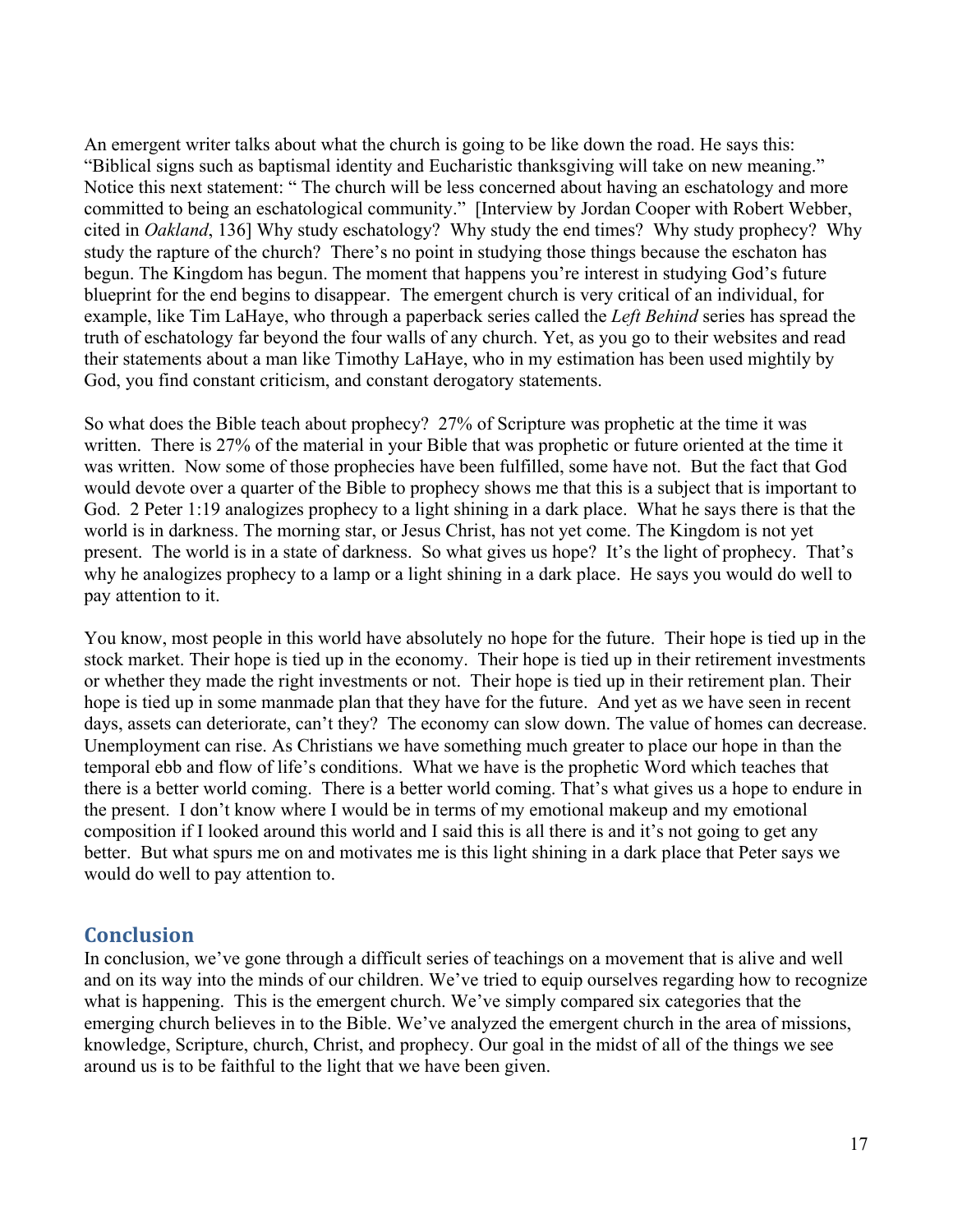An emergent writer talks about what the church is going to be like down the road. He says this: "Biblical signs such as baptismal identity and Eucharistic thanksgiving will take on new meaning." Notice this next statement: " The church will be less concerned about having an eschatology and more committed to being an eschatological community." [Interview by Jordan Cooper with Robert Webber, cited in *Oakland*, 136] Why study eschatology? Why study the end times? Why study prophecy? Why study the rapture of the church? There's no point in studying those things because the eschaton has begun. The Kingdom has begun. The moment that happens you're interest in studying God's future blueprint for the end begins to disappear. The emergent church is very critical of an individual, for example, like Tim LaHaye, who through a paperback series called the *Left Behind* series has spread the truth of eschatology far beyond the four walls of any church. Yet, as you go to their websites and read their statements about a man like Timothy LaHaye, who in my estimation has been used mightily by God, you find constant criticism, and constant derogatory statements.

So what does the Bible teach about prophecy? 27% of Scripture was prophetic at the time it was written. There is 27% of the material in your Bible that was prophetic or future oriented at the time it was written. Now some of those prophecies have been fulfilled, some have not. But the fact that God would devote over a quarter of the Bible to prophecy shows me that this is a subject that is important to God. 2 Peter 1:19 analogizes prophecy to a light shining in a dark place. What he says there is that the world is in darkness. The morning star, or Jesus Christ, has not yet come. The Kingdom is not yet present. The world is in a state of darkness. So what gives us hope? It's the light of prophecy. That's why he analogizes prophecy to a lamp or a light shining in a dark place. He says you would do well to pay attention to it.

You know, most people in this world have absolutely no hope for the future. Their hope is tied up in the stock market. Their hope is tied up in the economy. Their hope is tied up in their retirement investments or whether they made the right investments or not. Their hope is tied up in their retirement plan. Their hope is tied up in some manmade plan that they have for the future. And yet as we have seen in recent days, assets can deteriorate, can't they? The economy can slow down. The value of homes can decrease. Unemployment can rise. As Christians we have something much greater to place our hope in than the temporal ebb and flow of life's conditions. What we have is the prophetic Word which teaches that there is a better world coming. There is a better world coming. That's what gives us a hope to endure in the present. I don't know where I would be in terms of my emotional makeup and my emotional composition if I looked around this world and I said this is all there is and it's not going to get any better. But what spurs me on and motivates me is this light shining in a dark place that Peter says we would do well to pay attention to.

## Conclusion

In conclusion, we've gone through a difficult series of teachings on a movement that is alive and well and on its way into the minds of our children. We've tried to equip ourselves regarding how to recognize what is happening. This is the emergent church. We've simply compared six categories that the emerging church believes in to the Bible. We've analyzed the emergent church in the area of missions, knowledge, Scripture, church, Christ, and prophecy. Our goal in the midst of all of the things we see around us is to be faithful to the light that we have been given.